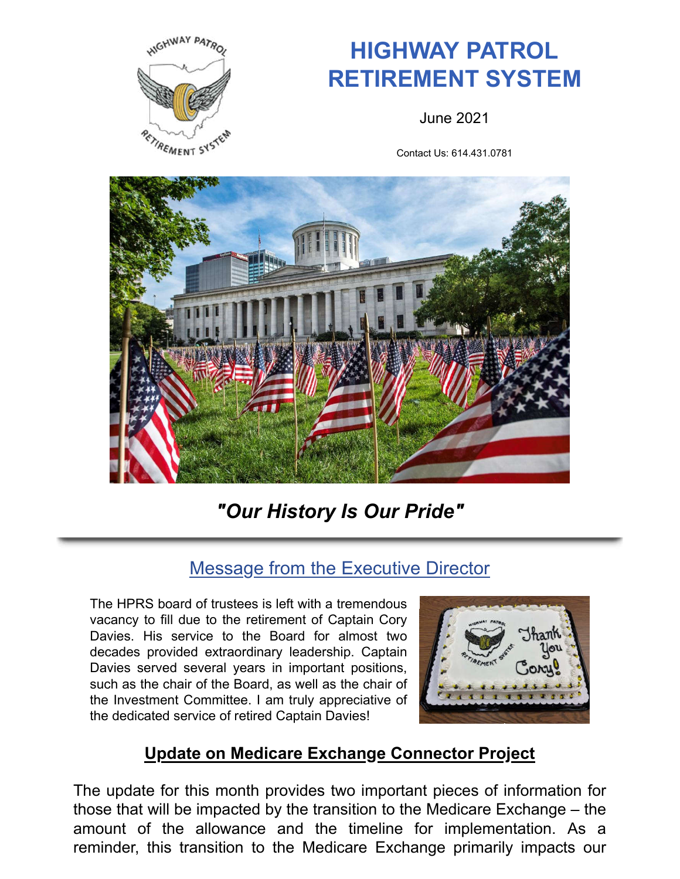# HIGHWAY PATROL RETIREMENT SYSTEM

June 2021

Contact Us: 614.431.0781

***"Our History Is Our Pride"***

## Message from the Executive Director

The HPRS board of trustees is left with a tremendous vacancy to fill due to the retirement of Captain Cory Davies. His service to the Board for almost two decades provided extraordinary leadership. Captain Davies served several years in important positions, such as the chair of the Board, as well as the chair of the Investment Committee. I am truly appreciative of the dedicated service of retired Captain Davies!

## Update on Medicare Exchange Connector Project

The update for this month provides two important pieces of information for those that will be impacted by the transition to the Medicare Exchange – the amount of the allowance and the timeline for implementation. As a reminder, this transition to the Medicare Exchange primarily impacts our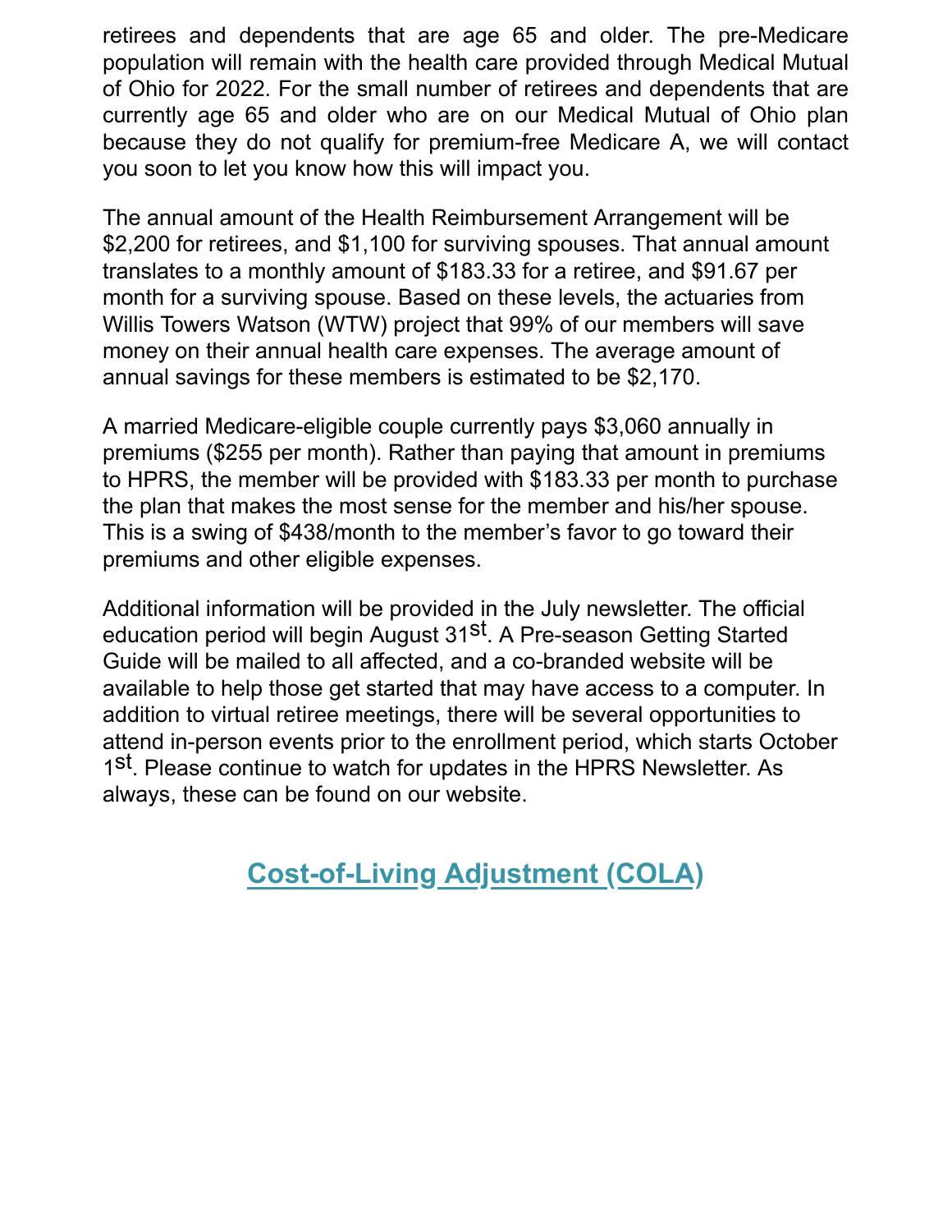retirees and dependents that are age 65 and older. The pre-Medicare population will remain with the health care provided through Medical Mutual of Ohio for 2022. For the small number of retirees and dependents that are currently age 65 and older who are on our Medical Mutual of Ohio plan because they do not qualify for premium-free Medicare A, we will contact you soon to let you know how this will impact you.

The annual amount of the Health Reimbursement Arrangement will be $2,200 for retirees, and $1,100 for surviving spouses. That annual amount translates to a monthly amount of $183.33 for a retiree, and $91.67 per month for a surviving spouse. Based on these levels, the actuaries from Willis Towers Watson (WTW) project that 99% of our members will save money on their annual health care expenses. The average amount of annual savings for these members is estimated to be $2,170.

A married Medicare-eligible couple currently pays $3,060 annually in premiums ($255 per month). Rather than paying that amount in premiums to HPRS, the member will be provided with $183.33 per month to purchase the plan that makes the most sense for the member and his/her spouse. This is a swing of $438/month to the member's favor to go toward their premiums and other eligible expenses.

Additional information will be provided in the July newsletter. The official education period will begin August 31st. A Pre-season Getting Started Guide will be mailed to all affected, and a co-branded website will be available to help those get started that may have access to a computer. In addition to virtual retiree meetings, there will be several opportunities to attend in-person events prior to the enrollment period, which starts October 1st. Please continue to watch for updates in the HPRS Newsletter. As always, these can be found on our website.

## Cost-of-Living Adjustment (COLA)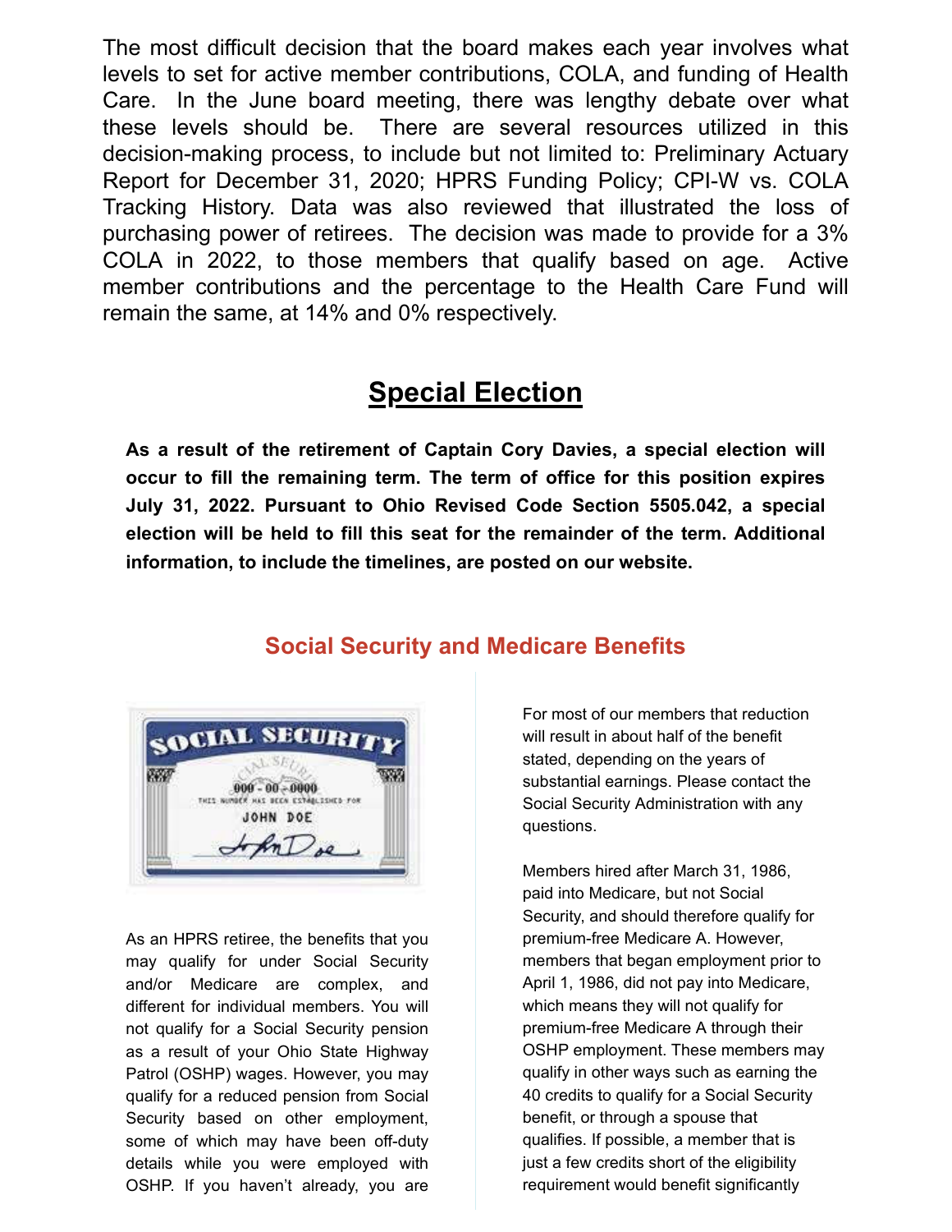The most difficult decision that the board makes each year involves what levels to set for active member contributions, COLA, and funding of Health Care. In the June board meeting, there was lengthy debate over what these levels should be. There are several resources utilized in this decision-making process, to include but not limited to: Preliminary Actuary Report for December 31, 2020; HPRS Funding Policy; CPI-W vs. COLA Tracking History. Data was also reviewed that illustrated the loss of purchasing power of retirees. The decision was made to provide for a 3% COLA in 2022, to those members that qualify based on age. Active member contributions and the percentage to the Health Care Fund will remain the same, at 14% and 0% respectively.

## Special Election

**As a result of the retirement of Captain Cory Davies, a special election will occur to fill the remaining term. The term of office for this position expires July 31, 2022. Pursuant to Ohio Revised Code Section 5505.042, a special election will be held to fill this seat for the remainder of the term. Additional information, to include the timelines, are posted on our website.**

## Social Security and Medicare Benefits

As an HPRS retiree, the benefits that you may qualify for under Social Security and/or Medicare are complex, and different for individual members. You will not qualify for a Social Security pension as a result of your Ohio State Highway Patrol (OSHP) wages. However, you may qualify for a reduced pension from Social Security based on other employment, some of which may have been off-duty details while you were employed with OSHP. If you haven't already, you are

For most of our members that reduction will result in about half of the benefit stated, depending on the years of substantial earnings. Please contact the Social Security Administration with any questions.

Members hired after March 31, 1986, paid into Medicare, but not Social Security, and should therefore qualify for premium-free Medicare A. However, members that began employment prior to April 1, 1986, did not pay into Medicare, which means they will not qualify for premium-free Medicare A through their OSHP employment. These members may qualify in other ways such as earning the 40 credits to qualify for a Social Security benefit, or through a spouse that qualifies. If possible, a member that is just a few credits short of the eligibility requirement would benefit significantly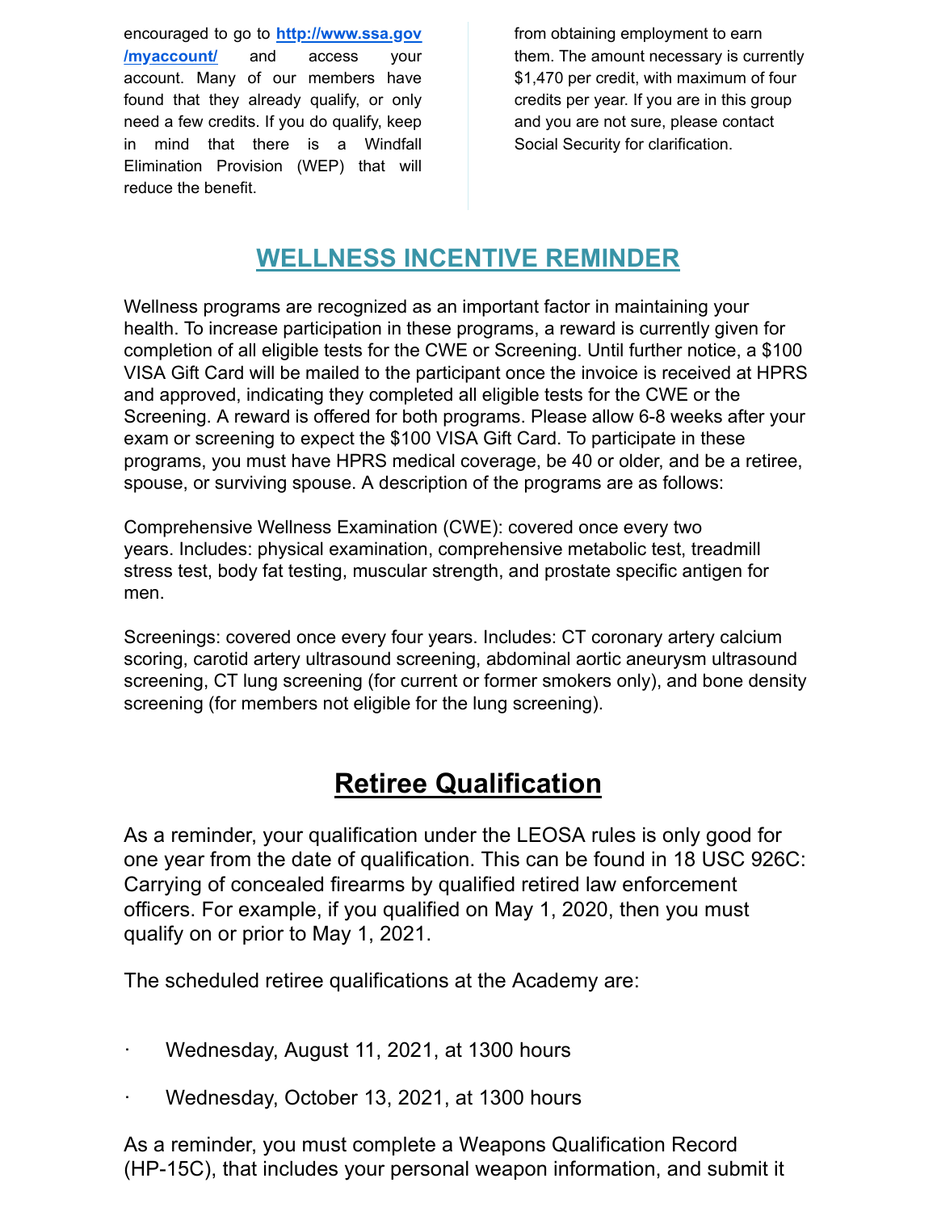encouraged to go to [http://www.ssa.gov/myaccount/](http://www.ssa.gov/myaccount/) and access your account. Many of our members have found that they already qualify, or only need a few credits. If you do qualify, keep in mind that there is a Windfall Elimination Provision (WEP) that will reduce the benefit.

from obtaining employment to earn them. The amount necessary is currently $1,470 per credit, with maximum of four credits per year. If you are in this group and you are not sure, please contact Social Security for clarification.

## WELLNESS INCENTIVE REMINDER

Wellness programs are recognized as an important factor in maintaining your health. To increase participation in these programs, a reward is currently given for completion of all eligible tests for the CWE or Screening. Until further notice, a $100 VISA Gift Card will be mailed to the participant once the invoice is received at HPRS and approved, indicating they completed all eligible tests for the CWE or the Screening. A reward is offered for both programs. Please allow 6-8 weeks after your exam or screening to expect the $100 VISA Gift Card. To participate in these programs, you must have HPRS medical coverage, be 40 or older, and be a retiree, spouse, or surviving spouse. A description of the programs are as follows:

Comprehensive Wellness Examination (CWE): covered once every two years. Includes: physical examination, comprehensive metabolic test, treadmill stress test, body fat testing, muscular strength, and prostate specific antigen for men.

Screenings: covered once every four years. Includes: CT coronary artery calcium scoring, carotid artery ultrasound screening, abdominal aortic aneurysm ultrasound screening, CT lung screening (for current or former smokers only), and bone density screening (for members not eligible for the lung screening).

## Retiree Qualification

As a reminder, your qualification under the LEOSA rules is only good for one year from the date of qualification. This can be found in 18 USC 926C: Carrying of concealed firearms by qualified retired law enforcement officers. For example, if you qualified on May 1, 2020, then you must qualify on or prior to May 1, 2021.

The scheduled retiree qualifications at the Academy are:

- Wednesday, August 11, 2021, at 1300 hours
- Wednesday, October 13, 2021, at 1300 hours

As a reminder, you must complete a Weapons Qualification Record (HP-15C), that includes your personal weapon information, and submit it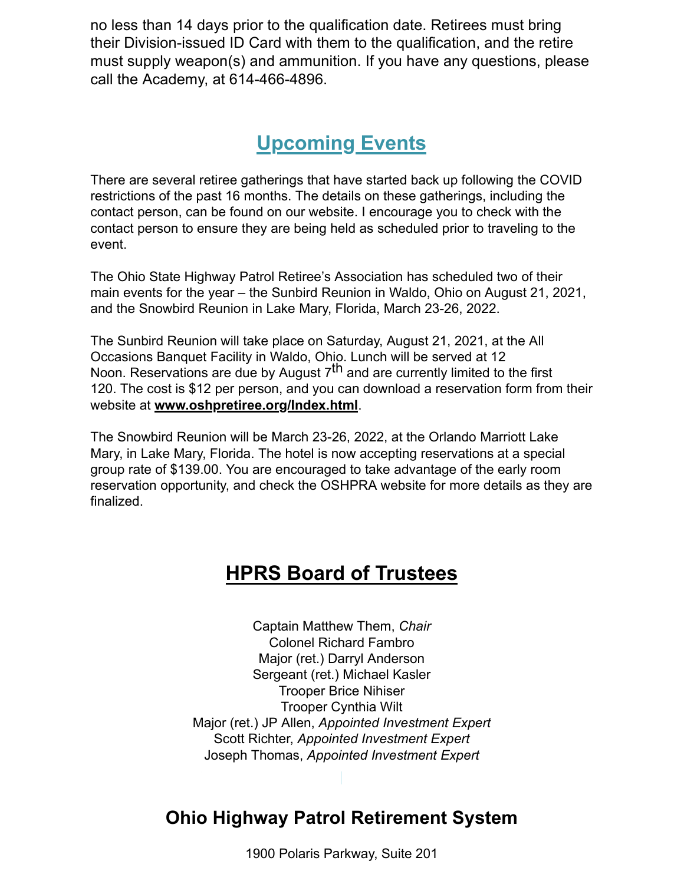no less than 14 days prior to the qualification date. Retirees must bring their Division-issued ID Card with them to the qualification, and the retire must supply weapon(s) and ammunition. If you have any questions, please call the Academy, at 614-466-4896.

## Upcoming Events

There are several retiree gatherings that have started back up following the COVID restrictions of the past 16 months. The details on these gatherings, including the contact person, can be found on our website. I encourage you to check with the contact person to ensure they are being held as scheduled prior to traveling to the event.

The Ohio State Highway Patrol Retiree's Association has scheduled two of their main events for the year – the Sunbird Reunion in Waldo, Ohio on August 21, 2021, and the Snowbird Reunion in Lake Mary, Florida, March 23-26, 2022.

The Sunbird Reunion will take place on Saturday, August 21, 2021, at the All Occasions Banquet Facility in Waldo, Ohio. Lunch will be served at 12 Noon. Reservations are due by August 7th and are currently limited to the first 120. The cost is $12 per person, and you can download a reservation form from their website at **www.oshpretiree.org/Index.html**.

The Snowbird Reunion will be March 23-26, 2022, at the Orlando Marriott Lake Mary, in Lake Mary, Florida. The hotel is now accepting reservations at a special group rate of $139.00. You are encouraged to take advantage of the early room reservation opportunity, and check the OSHPRA website for more details as they are finalized.

## HPRS Board of Trustees

Captain Matthew Them, *Chair*
Colonel Richard Fambro
Major (ret.) Darryl Anderson
Sergeant (ret.) Michael Kasler
Trooper Brice Nihiser
Trooper Cynthia Wilt
Major (ret.) JP Allen, *Appointed Investment Expert*
Scott Richter, *Appointed Investment Expert*
Joseph Thomas, *Appointed Investment Expert*

## Ohio Highway Patrol Retirement System

1900 Polaris Parkway, Suite 201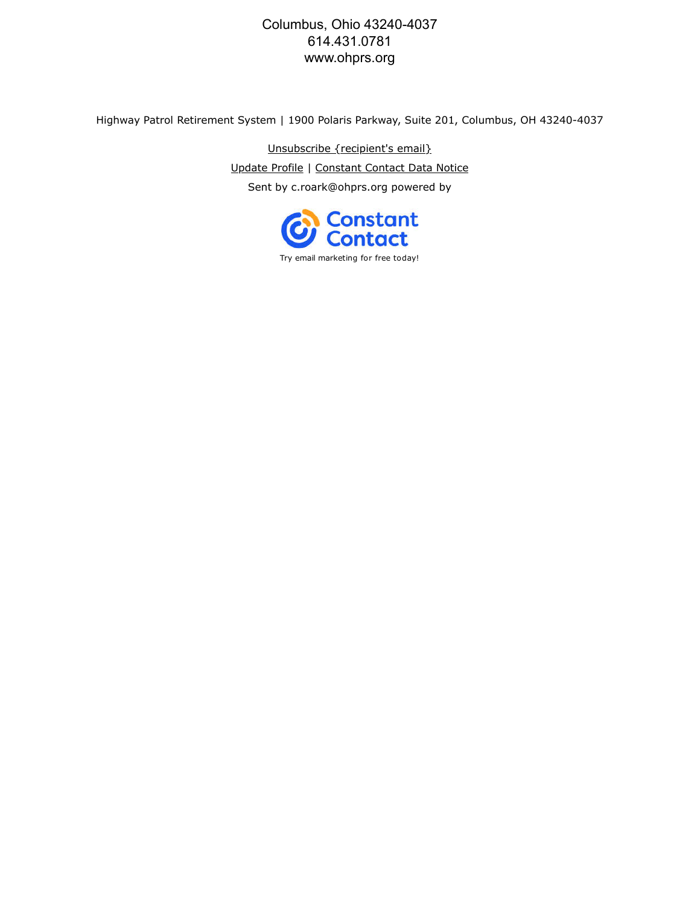Columus, Ohio 43240-4037
614.431.0781
www.ohprs.org

Highway Patrol Retirement System | 1900 Polaris Parkway, Suite 201, Columbus, OH 43240-4037

Unsubscribe {recipient's email}

Update Profile | Constant Contact Data Notice

Sent by c.roark@ohprs.org powered by

Constant Contact

Try email marketing for free today!